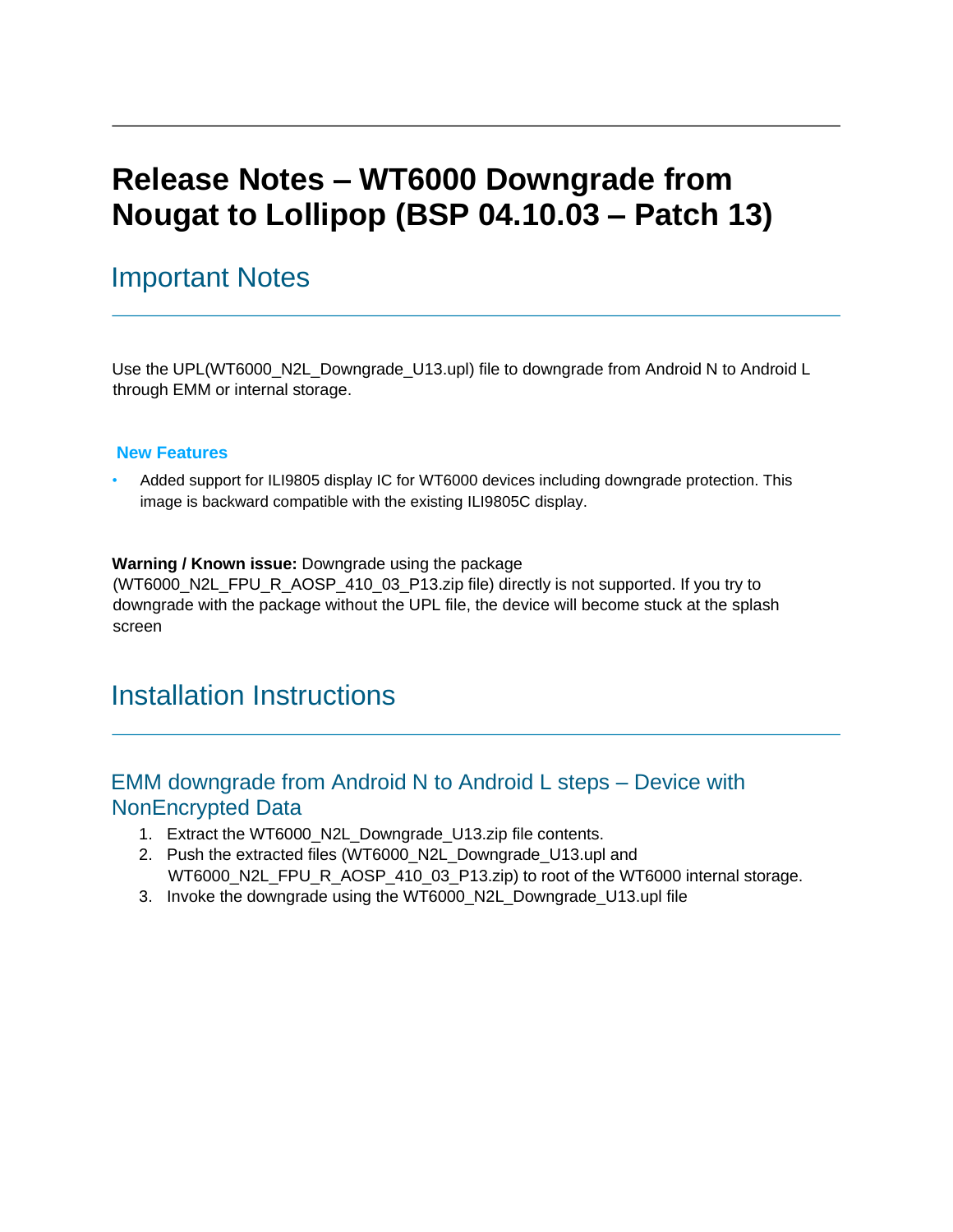# Release Notes – WT6000 Downgrade from Nougat to Lollipop (BSP 04.10.03 – Patch 13)

## Important Notes

Use the UPL(WT6000_N2L_Downgrade_U13.upl) file to downgrade from Android N to Android L through EMM or internal storage.

### New Features

- Added support for ILI9805 display IC for WT6000 devices including downgrade protection. This image is backward compatible with the existing ILI9805C display.

**Warning / Known issue:** Downgrade using the package (WT6000_N2L_FPU_R_AOSP_410_03_P13.zip file) directly is not supported. If you try to downgrade with the package without the UPL file, the device will become stuck at the splash screen

## Installation Instructions

### EMM downgrade from Android N to Android L steps – Device with NonEncrypted Data

1. Extract the WT6000_N2L_Downgrade_U13.zip file contents.
2. Push the extracted files (WT6000_N2L_Downgrade_U13.upl and WT6000_N2L_FPU_R_AOSP_410_03_P13.zip) to root of the WT6000 internal storage.
3. Invoke the downgrade using the WT6000_N2L_Downgrade_U13.upl file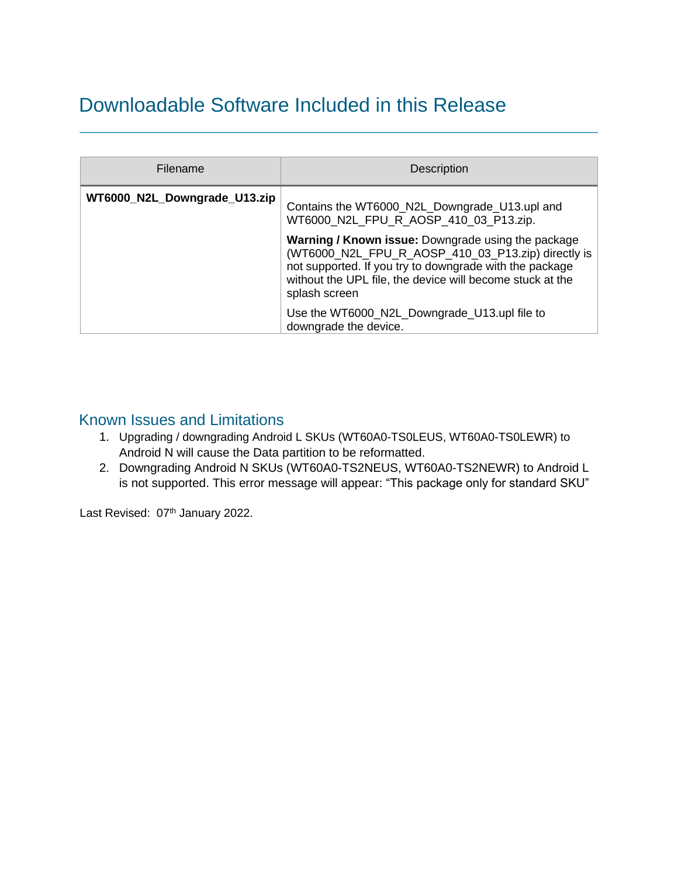## Downloadable Software Included in this Release

| Filename | Description |
|---|---|
| **WT6000_N2L_Downgrade_U13.zip** | Contains the WT6000_N2L_Downgrade_U13.upl and WT6000_N2L_FPU_R_AOSP_410_03_P13.zip.<br><br>**Warning / Known issue:** Downgrade using the package (WT6000_N2L_FPU_R_AOSP_410_03_P13.zip) directly is not supported. If you try to downgrade with the package without the UPL file, the device will become stuck at the splash screen<br><br>Use the WT6000_N2L_Downgrade_U13.upl file to downgrade the device. |

### Known Issues and Limitations

1. Upgrading / downgrading Android L SKUs (WT60A0-TS0LEUS, WT60A0-TS0LEWR) to Android N will cause the Data partition to be reformatted.
2. Downgrading Android N SKUs (WT60A0-TS2NEUS, WT60A0-TS2NEWR) to Android L is not supported. This error message will appear: "This package only for standard SKU"

Last Revised: 07th January 2022.